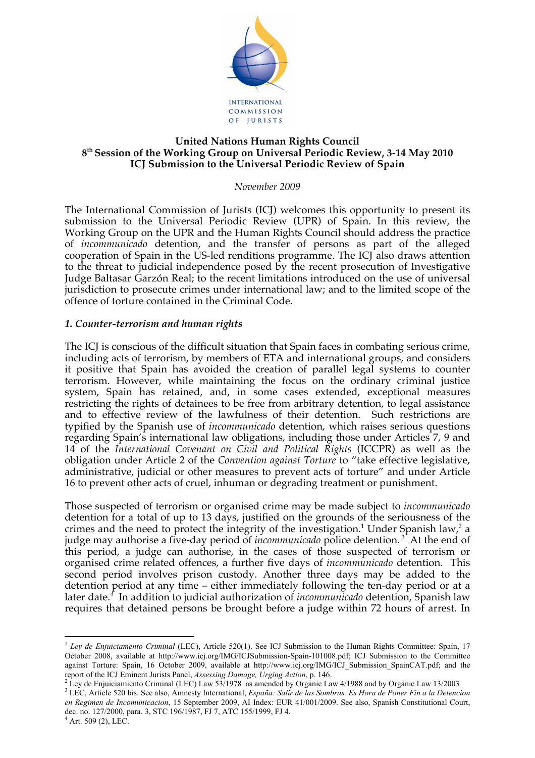INTERNATIONAL COMMISSION OF JURISTS

**United Nations Human Rights Council**
**8th Session of the Working Group on Universal Periodic Review, 3-14 May 2010**
**ICJ Submission to the Universal Periodic Review of Spain**

*November 2009*

The International Commission of Jurists (ICJ) welcomes this opportunity to present its submission to the Universal Periodic Review (UPR) of Spain. In this review, the Working Group on the UPR and the Human Rights Council should address the practice of *incommunicado* detention, and the transfer of persons as part of the alleged cooperation of Spain in the US-led renditions programme. The ICJ also draws attention to the threat to judicial independence posed by the recent prosecution of Investigative Judge Baltasar Garzón Real; to the recent limitations introduced on the use of universal jurisdiction to prosecute crimes under international law; and to the limited scope of the offence of torture contained in the Criminal Code.

### *1. Counter-terrorism and human rights*

The ICJ is conscious of the difficult situation that Spain faces in combating serious crime, including acts of terrorism, by members of ETA and international groups, and considers it positive that Spain has avoided the creation of parallel legal systems to counter terrorism. However, while maintaining the focus on the ordinary criminal justice system, Spain has retained, and, in some cases extended, exceptional measures restricting the rights of detainees to be free from arbitrary detention, to legal assistance and to effective review of the lawfulness of their detention. Such restrictions are typified by the Spanish use of *incommunicado* detention, which raises serious questions regarding Spain's international law obligations, including those under Articles 7, 9 and 14 of the *International Covenant on Civil and Political Rights* (ICCPR) as well as the obligation under Article 2 of the *Convention against Torture* to "take effective legislative, administrative, judicial or other measures to prevent acts of torture" and under Article 16 to prevent other acts of cruel, inhuman or degrading treatment or punishment.

Those suspected of terrorism or organised crime may be made subject to *incommunicado* detention for a total of up to 13 days, justified on the grounds of the seriousness of the crimes and the need to protect the integrity of the investigation.[1] Under Spanish law,[2] a judge may authorise a five-day period of *incommunicado* police detention.[3] At the end of this period, a judge can authorise, in the cases of those suspected of terrorism or organised crime related offences, a further five days of *incommunicado* detention. This second period involves prison custody. Another three days may be added to the detention period at any time – either immediately following the ten-day period or at a later date.[4] In addition to judicial authorization of *incommunicado* detention, Spanish law requires that detained persons be brought before a judge within 72 hours of arrest. In

---

[1] *Ley de Enjuiciamento Criminal* (LEC), Article 520(1). See ICJ Submission to the Human Rights Committee: Spain, 17 October 2008, available at http://www.icj.org/IMG/ICJSubmission-Spain-101008.pdf; ICJ Submission to the Committee against Torture: Spain, 16 October 2009, available at http://www.icj.org/IMG/ICJ_Submission_SpainCAT.pdf; and the report of the ICJ Eminent Jurists Panel, *Assessing Damage, Urging Action*, p. 146.

[2] Ley de Enjuiciamiento Criminal (LEC) Law 53/1978 as amended by Organic Law 4/1988 and by Organic Law 13/2003

[3] LEC, Article 520 bis. See also, Amnesty International, *España: Salir de las Sombras. Es Hora de Poner Fin a la Detencion en Regimen de Incomunicacion*, 15 September 2009, AI Index: EUR 41/001/2009. See also, Spanish Constitutional Court, dec. no. 127/2000, para. 3, STC 196/1987, FJ 7, ATC 155/1999, FJ 4.

[4] Art. 509 (2), LEC.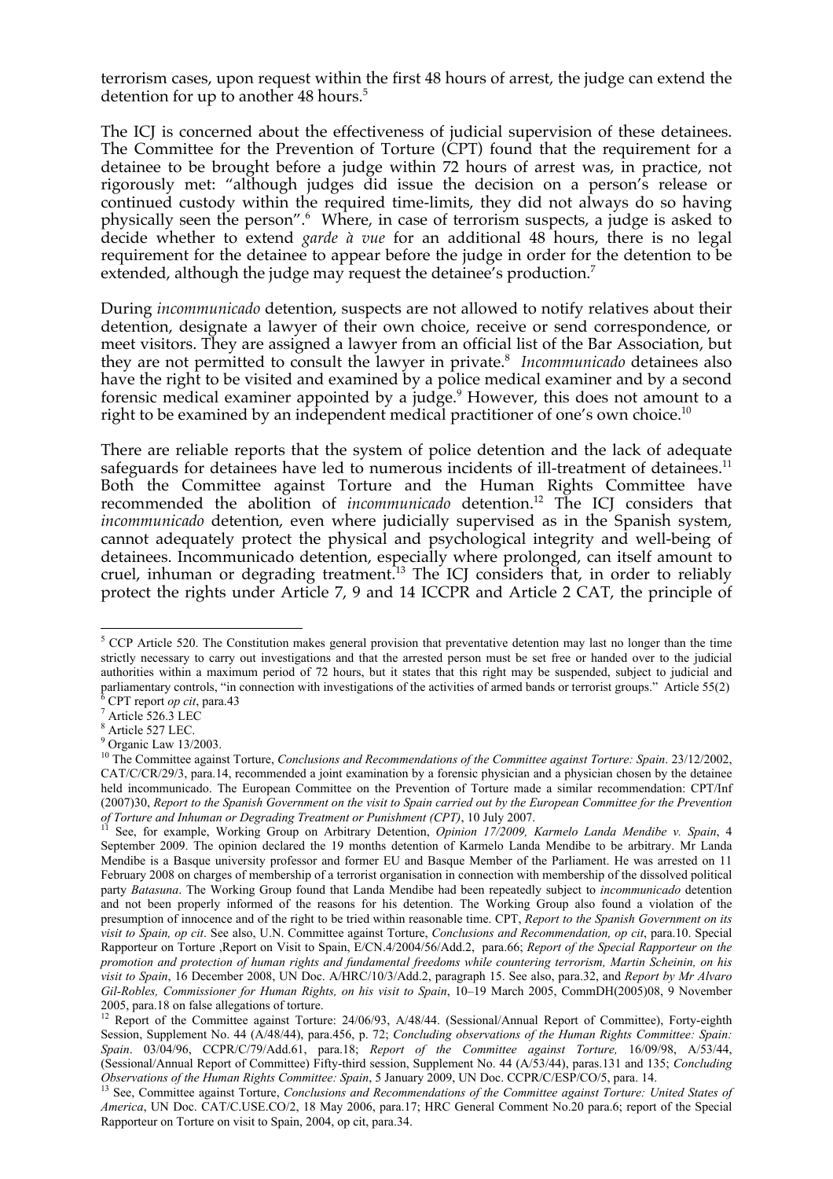terrorism cases, upon request within the first 48 hours of arrest, the judge can extend the detention for up to another 48 hours.[5]

The ICJ is concerned about the effectiveness of judicial supervision of these detainees. The Committee for the Prevention of Torture (CPT) found that the requirement for a detainee to be brought before a judge within 72 hours of arrest was, in practice, not rigorously met: "although judges did issue the decision on a person's release or continued custody within the required time-limits, they did not always do so having physically seen the person".[6] Where, in case of terrorism suspects, a judge is asked to decide whether to extend *garde à vue* for an additional 48 hours, there is no legal requirement for the detainee to appear before the judge in order for the detention to be extended, although the judge may request the detainee's production.[7]

During *incommunicado* detention, suspects are not allowed to notify relatives about their detention, designate a lawyer of their own choice, receive or send correspondence, or meet visitors. They are assigned a lawyer from an official list of the Bar Association, but they are not permitted to consult the lawyer in private.[8] *Incommunicado* detainees also have the right to be visited and examined by a police medical examiner and by a second forensic medical examiner appointed by a judge.[9] However, this does not amount to a right to be examined by an independent medical practitioner of one's own choice.[10]

There are reliable reports that the system of police detention and the lack of adequate safeguards for detainees have led to numerous incidents of ill-treatment of detainees.[11] Both the Committee against Torture and the Human Rights Committee have recommended the abolition of *incommunicado* detention.[12] The ICJ considers that *incommunicado* detention, even where judicially supervised as in the Spanish system, cannot adequately protect the physical and psychological integrity and well-being of detainees. Incommunicado detention, especially where prolonged, can itself amount to cruel, inhuman or degrading treatment.[13] The ICJ considers that, in order to reliably protect the rights under Article 7, 9 and 14 ICCPR and Article 2 CAT, the principle of

---

[5] CCP Article 520. The Constitution makes general provision that preventative detention may last no longer than the time strictly necessary to carry out investigations and that the arrested person must be set free or handed over to the judicial authorities within a maximum period of 72 hours, but it states that this right may be suspended, subject to judicial and parliamentary controls, "in connection with investigations of the activities of armed bands or terrorist groups." Article 55(2)

[6] CPT report *op cit*, para.43

[7] Article 526.3 LEC

[8] Article 527 LEC.

[9] Organic Law 13/2003.

[10] The Committee against Torture, *Conclusions and Recommendations of the Committee against Torture: Spain*. 23/12/2002, CAT/C/CR/29/3, para.14, recommended a joint examination by a forensic physician and a physician chosen by the detainee held incommunicado. The European Committee on the Prevention of Torture made a similar recommendation: CPT/Inf (2007)30, *Report to the Spanish Government on the visit to Spain carried out by the European Committee for the Prevention of Torture and Inhuman or Degrading Treatment or Punishment (CPT)*, 10 July 2007.

[11] See, for example, Working Group on Arbitrary Detention, *Opinion 17/2009, Karmelo Landa Mendibe v. Spain*, 4 September 2009. The opinion declared the 19 months detention of Karmelo Landa Mendibe to be arbitrary. Mr Landa Mendibe is a Basque university professor and former EU and Basque Member of the Parliament. He was arrested on 11 February 2008 on charges of membership of a terrorist organisation in connection with membership of the dissolved political party *Batasuna*. The Working Group found that Landa Mendibe had been repeatedly subject to *incommunicado* detention and not been properly informed of the reasons for his detention. The Working Group also found a violation of the presumption of innocence and of the right to be tried within reasonable time. CPT, *Report to the Spanish Government on its visit to Spain, op cit*. See also, U.N. Committee against Torture, *Conclusions and Recommendation, op cit*, para.10. Special Rapporteur on Torture ,Report on Visit to Spain, E/CN.4/2004/56/Add.2, para.66; *Report of the Special Rapporteur on the promotion and protection of human rights and fundamental freedoms while countering terrorism, Martin Scheinin, on his visit to Spain*, 16 December 2008, UN Doc. A/HRC/10/3/Add.2, paragraph 15. See also, para.32, and *Report by Mr Alvaro Gil-Robles, Commissioner for Human Rights, on his visit to Spain*, 10–19 March 2005, CommDH(2005)08, 9 November 2005, para.18 on false allegations of torture.

[12] Report of the Committee against Torture: 24/06/93, A/48/44. (Sessional/Annual Report of Committee), Forty-eighth Session, Supplement No. 44 (A/48/44), para.456, p. 72; *Concluding observations of the Human Rights Committee: Spain*. 03/04/96, CCPR/C/79/Add.61, para.18; *Report of the Committee against Torture,* 16/09/98, A/53/44, (Sessional/Annual Report of Committee) Fifty-third session, Supplement No. 44 (A/53/44), paras.131 and 135; *Concluding Observations of the Human Rights Committee: Spain*, 5 January 2009, UN Doc. CCPR/C/ESP/CO/5, para. 14.

[13] See, Committee against Torture, *Conclusions and Recommendations of the Committee against Torture: United States of America*, UN Doc. CAT/C.USE.CO/2, 18 May 2006, para.17; HRC General Comment No.20 para.6; report of the Special Rapporteur on Torture on visit to Spain, 2004, op cit, para.34.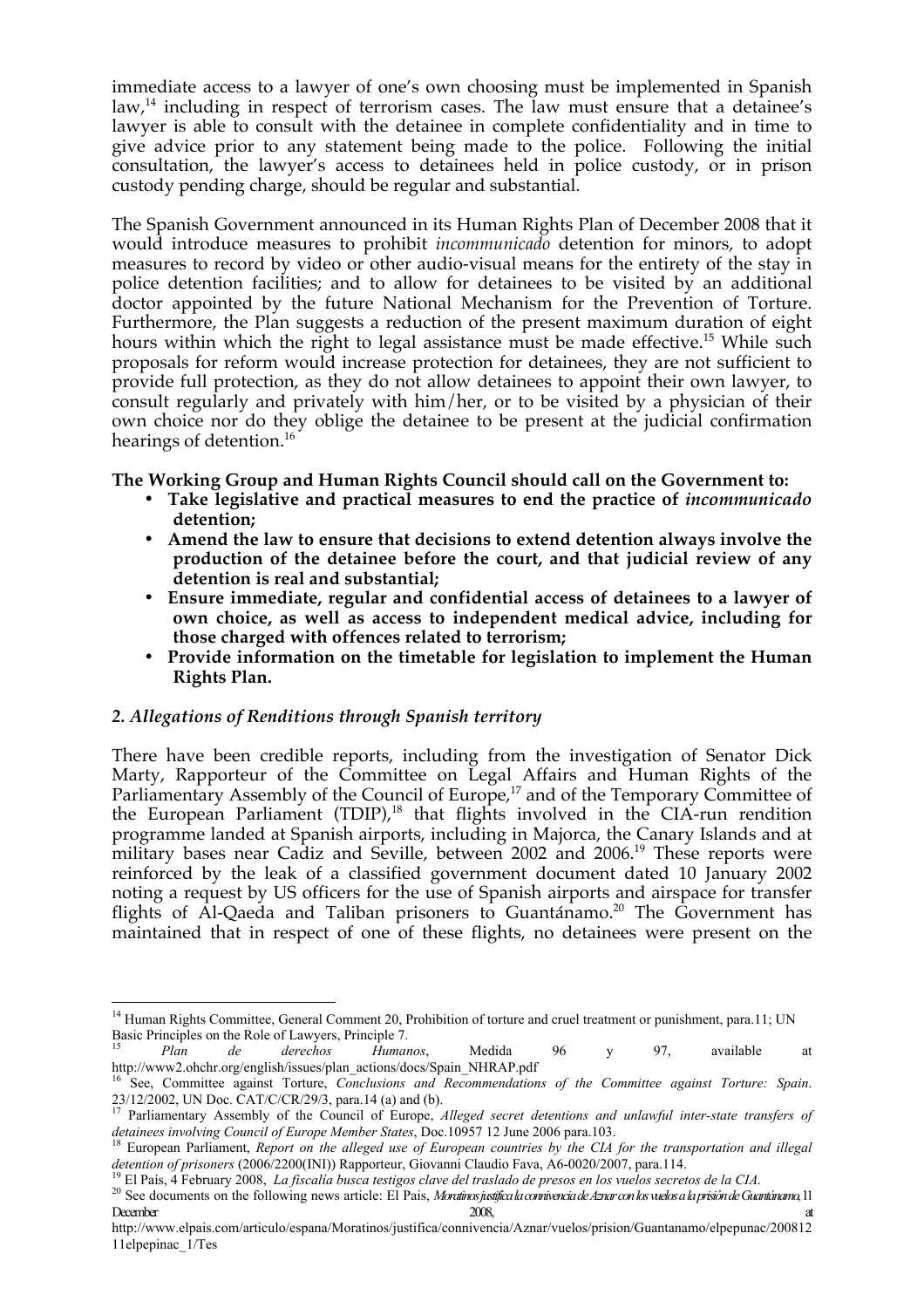immediate access to a lawyer of one's own choosing must be implemented in Spanish law,[14] including in respect of terrorism cases. The law must ensure that a detainee's lawyer is able to consult with the detainee in complete confidentiality and in time to give advice prior to any statement being made to the police. Following the initial consultation, the lawyer's access to detainees held in police custody, or in prison custody pending charge, should be regular and substantial.

The Spanish Government announced in its Human Rights Plan of December 2008 that it would introduce measures to prohibit *incommunicado* detention for minors, to adopt measures to record by video or other audio-visual means for the entirety of the stay in police detention facilities; and to allow for detainees to be visited by an additional doctor appointed by the future National Mechanism for the Prevention of Torture. Furthermore, the Plan suggests a reduction of the present maximum duration of eight hours within which the right to legal assistance must be made effective.[15] While such proposals for reform would increase protection for detainees, they are not sufficient to provide full protection, as they do not allow detainees to appoint their own lawyer, to consult regularly and privately with him/her, or to be visited by a physician of their own choice nor do they oblige the detainee to be present at the judicial confirmation hearings of detention.[16]

**The Working Group and Human Rights Council should call on the Government to:**

- **Take legislative and practical measures to end the practice of *incommunicado* detention;**
- **Amend the law to ensure that decisions to extend detention always involve the production of the detainee before the court, and that judicial review of any detention is real and substantial;**
- **Ensure immediate, regular and confidential access of detainees to a lawyer of own choice, as well as access to independent medical advice, including for those charged with offences related to terrorism;**
- **Provide information on the timetable for legislation to implement the Human Rights Plan.**

### *2. Allegations of Renditions through Spanish territory*

There have been credible reports, including from the investigation of Senator Dick Marty, Rapporteur of the Committee on Legal Affairs and Human Rights of the Parliamentary Assembly of the Council of Europe,[17] and of the Temporary Committee of the European Parliament (TDIP),[18] that flights involved in the CIA-run rendition programme landed at Spanish airports, including in Majorca, the Canary Islands and at military bases near Cadiz and Seville, between 2002 and 2006.[19] These reports were reinforced by the leak of a classified government document dated 10 January 2002 noting a request by US officers for the use of Spanish airports and airspace for transfer flights of Al-Qaeda and Taliban prisoners to Guantánamo.[20] The Government has maintained that in respect of one of these flights, no detainees were present on the

---

[14] Human Rights Committee, General Comment 20, Prohibition of torture and cruel treatment or punishment, para.11; UN Basic Principles on the Role of Lawyers, Principle 7.

[15] *Plan de derechos Humanos*, Medida 96 y 97, available at http://www2.ohchr.org/english/issues/plan_actions/docs/Spain_NHRAP.pdf

[16] See, Committee against Torture, *Conclusions and Recommendations of the Committee against Torture: Spain*. 23/12/2002, UN Doc. CAT/C/CR/29/3, para.14 (a) and (b).

[17] Parliamentary Assembly of the Council of Europe, *Alleged secret detentions and unlawful inter-state transfers of detainees involving Council of Europe Member States*, Doc.10957 12 June 2006 para.103.

[18] European Parliament, *Report on the alleged use of European countries by the CIA for the transportation and illegal detention of prisoners* (2006/2200(INI)) Rapporteur, Giovanni Claudio Fava, A6-0020/2007, para.114.

[19] El País, 4 February 2008, *La fiscalía busca testigos clave del traslado de presos en los vuelos secretos de la CIA.*

[20] See documents on the following news article: El Pais, *Moratinos justifica la connivencia de Aznar con los vuelos a la prisión de Guantánamo*, 11 December 2008, at http://www.elpais.com/articulo/espana/Moratinos/justifica/connivencia/Aznar/vuelos/prision/Guantanamo/elpepunac/20081211elpepinac_1/Tes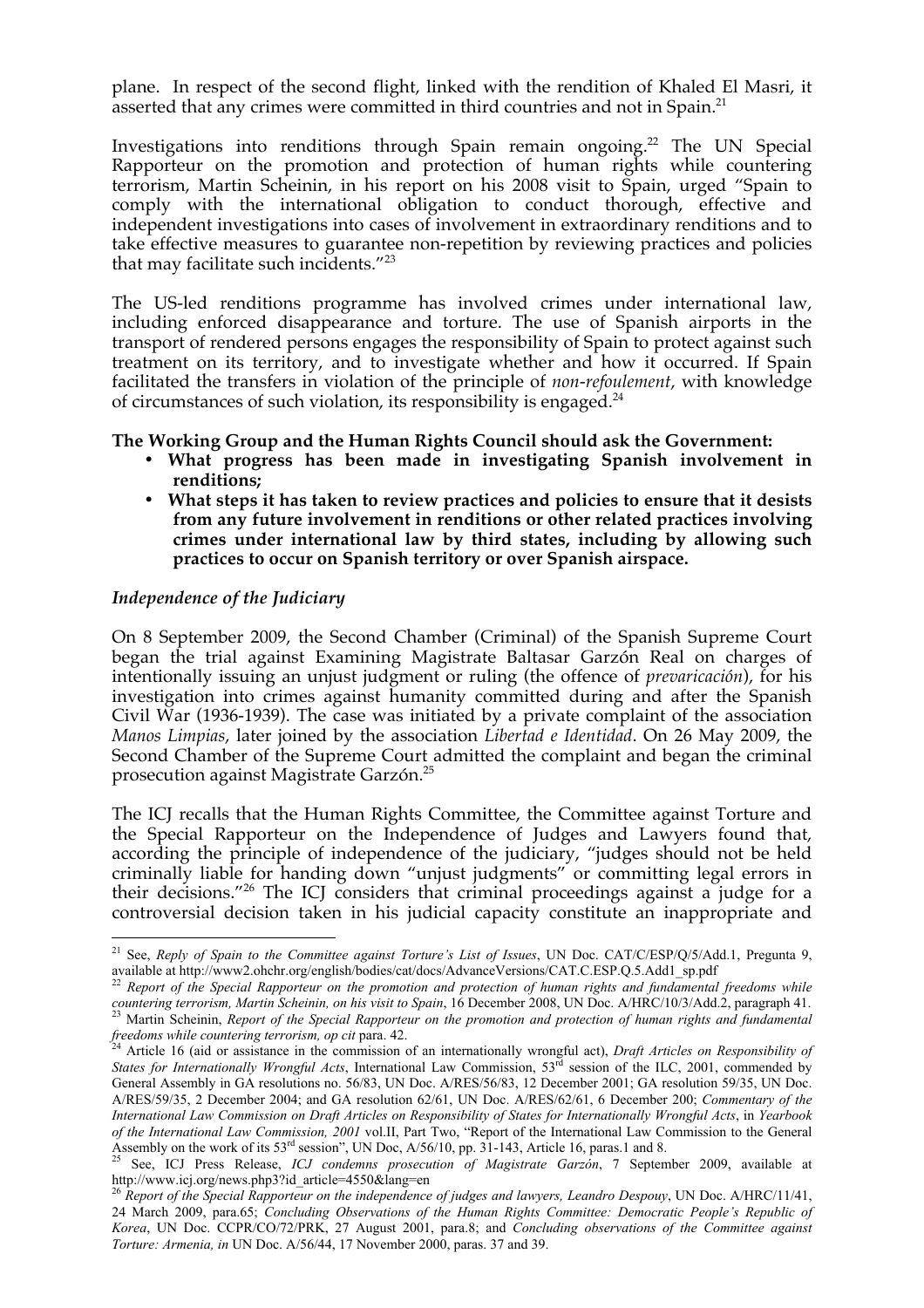plane. In respect of the second flight, linked with the rendition of Khaled El Masri, it asserted that any crimes were committed in third countries and not in Spain.[21]

Investigations into renditions through Spain remain ongoing.[22] The UN Special Rapporteur on the promotion and protection of human rights while countering terrorism, Martin Scheinin, in his report on his 2008 visit to Spain, urged "Spain to comply with the international obligation to conduct thorough, effective and independent investigations into cases of involvement in extraordinary renditions and to take effective measures to guarantee non-repetition by reviewing practices and policies that may facilitate such incidents."[23]

The US-led renditions programme has involved crimes under international law, including enforced disappearance and torture. The use of Spanish airports in the transport of rendered persons engages the responsibility of Spain to protect against such treatment on its territory, and to investigate whether and how it occurred. If Spain facilitated the transfers in violation of the principle of *non-refoulement*, with knowledge of circumstances of such violation, its responsibility is engaged.[24]

**The Working Group and the Human Rights Council should ask the Government:**

- **What progress has been made in investigating Spanish involvement in renditions;**
- **What steps it has taken to review practices and policies to ensure that it desists from any future involvement in renditions or other related practices involving crimes under international law by third states, including by allowing such practices to occur on Spanish territory or over Spanish airspace.**

### *Independence of the Judiciary*

On 8 September 2009, the Second Chamber (Criminal) of the Spanish Supreme Court began the trial against Examining Magistrate Baltasar Garzón Real on charges of intentionally issuing an unjust judgment or ruling (the offence of *prevaricación*), for his investigation into crimes against humanity committed during and after the Spanish Civil War (1936-1939). The case was initiated by a private complaint of the association *Manos Limpias*, later joined by the association *Libertad e Identidad*. On 26 May 2009, the Second Chamber of the Supreme Court admitted the complaint and began the criminal prosecution against Magistrate Garzón.[25]

The ICJ recalls that the Human Rights Committee, the Committee against Torture and the Special Rapporteur on the Independence of Judges and Lawyers found that, according the principle of independence of the judiciary, "judges should not be held criminally liable for handing down "unjust judgments" or committing legal errors in their decisions."[26] The ICJ considers that criminal proceedings against a judge for a controversial decision taken in his judicial capacity constitute an inappropriate and

---

[21] See, *Reply of Spain to the Committee against Torture's List of Issues*, UN Doc. CAT/C/ESP/Q/5/Add.1, Pregunta 9, available at http://www2.ohchr.org/english/bodies/cat/docs/AdvanceVersions/CAT.C.ESP.Q.5.Add1_sp.pdf

[22] *Report of the Special Rapporteur on the promotion and protection of human rights and fundamental freedoms while countering terrorism, Martin Scheinin, on his visit to Spain*, 16 December 2008, UN Doc. A/HRC/10/3/Add.2, paragraph 41.

[23] Martin Scheinin, *Report of the Special Rapporteur on the promotion and protection of human rights and fundamental freedoms while countering terrorism, op cit* para. 42.

[24] Article 16 (aid or assistance in the commission of an internationally wrongful act), *Draft Articles on Responsibility of States for Internationally Wrongful Acts*, International Law Commission, 53rd session of the ILC, 2001, commended by General Assembly in GA resolutions no. 56/83, UN Doc. A/RES/56/83, 12 December 2001; GA resolution 59/35, UN Doc. A/RES/59/35, 2 December 2004; and GA resolution 62/61, UN Doc. A/RES/62/61, 6 December 200; *Commentary of the International Law Commission on Draft Articles on Responsibility of States for Internationally Wrongful Acts*, in *Yearbook of the International Law Commission, 2001* vol.II, Part Two, "Report of the International Law Commission to the General Assembly on the work of its 53rd session", UN Doc, A/56/10, pp. 31-143, Article 16, paras.1 and 8.

[25] See, ICJ Press Release, *ICJ condemns prosecution of Magistrate Garzón*, 7 September 2009, available at http://www.icj.org/news.php3?id_article=4550&lang=en

[26] *Report of the Special Rapporteur on the independence of judges and lawyers, Leandro Despouy*, UN Doc. A/HRC/11/41, 24 March 2009, para.65; *Concluding Observations of the Human Rights Committee: Democratic People's Republic of Korea*, UN Doc. CCPR/CO/72/PRK, 27 August 2001, para.8; and *Concluding observations of the Committee against Torture: Armenia, in* UN Doc. A/56/44, 17 November 2000, paras. 37 and 39.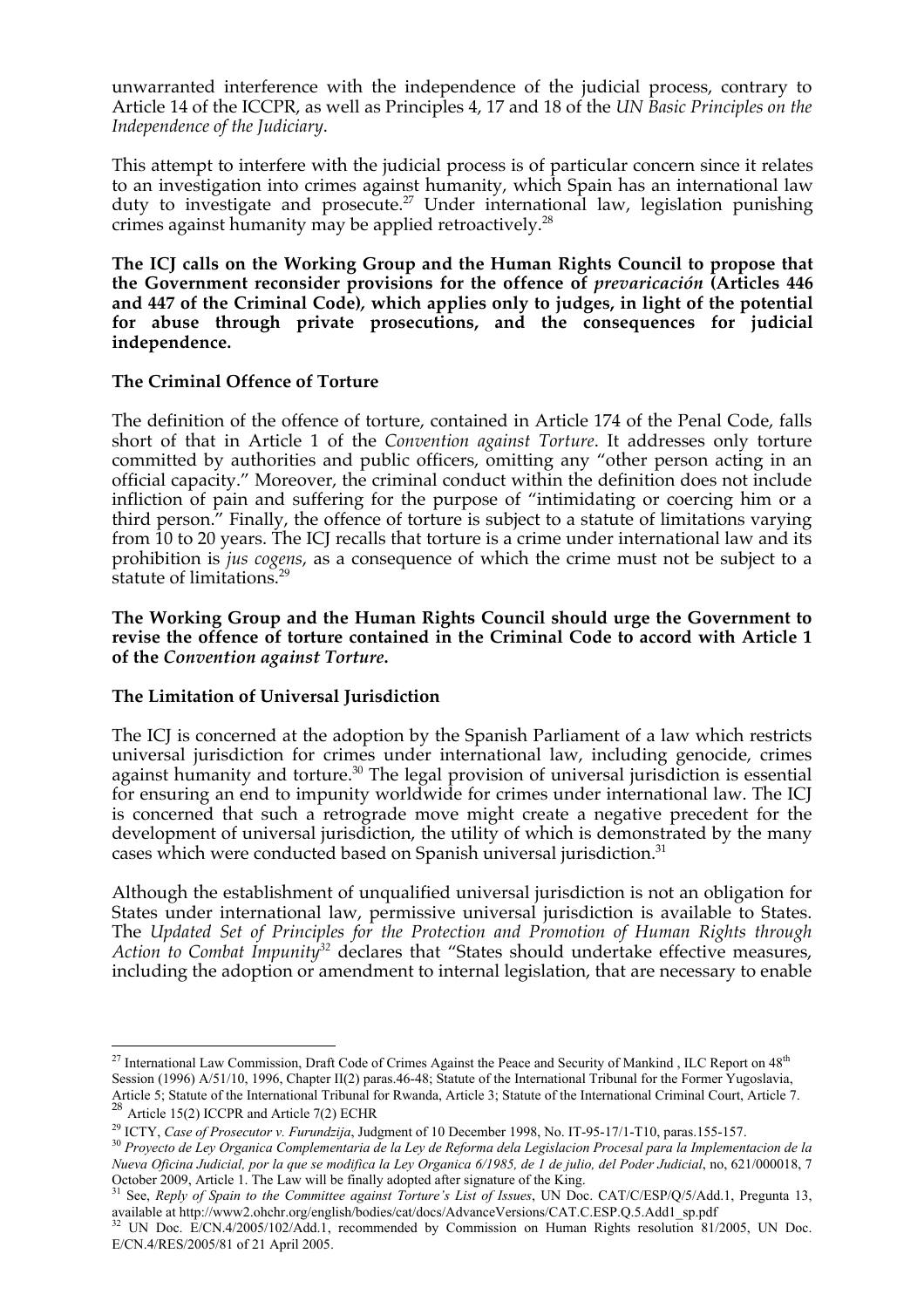unwarranted interference with the independence of the judicial process, contrary to Article 14 of the ICCPR, as well as Principles 4, 17 and 18 of the *UN Basic Principles on the Independence of the Judiciary*.

This attempt to interfere with the judicial process is of particular concern since it relates to an investigation into crimes against humanity, which Spain has an international law duty to investigate and prosecute.[27] Under international law, legislation punishing crimes against humanity may be applied retroactively.[28]

**The ICJ calls on the Working Group and the Human Rights Council to propose that the Government reconsider provisions for the offence of *prevaricación* (Articles 446 and 447 of the Criminal Code), which applies only to judges, in light of the potential for abuse through private prosecutions, and the consequences for judicial independence.**

## The Criminal Offence of Torture

The definition of the offence of torture, contained in Article 174 of the Penal Code, falls short of that in Article 1 of the *Convention against Torture*. It addresses only torture committed by authorities and public officers, omitting any "other person acting in an official capacity." Moreover, the criminal conduct within the definition does not include infliction of pain and suffering for the purpose of "intimidating or coercing him or a third person." Finally, the offence of torture is subject to a statute of limitations varying from 10 to 20 years. The ICJ recalls that torture is a crime under international law and its prohibition is *jus cogens*, as a consequence of which the crime must not be subject to a statute of limitations.[29]

**The Working Group and the Human Rights Council should urge the Government to revise the offence of torture contained in the Criminal Code to accord with Article 1 of the *Convention against Torture*.**

## The Limitation of Universal Jurisdiction

The ICJ is concerned at the adoption by the Spanish Parliament of a law which restricts universal jurisdiction for crimes under international law, including genocide, crimes against humanity and torture.[30] The legal provision of universal jurisdiction is essential for ensuring an end to impunity worldwide for crimes under international law. The ICJ is concerned that such a retrograde move might create a negative precedent for the development of universal jurisdiction, the utility of which is demonstrated by the many cases which were conducted based on Spanish universal jurisdiction.[31]

Although the establishment of unqualified universal jurisdiction is not an obligation for States under international law, permissive universal jurisdiction is available to States. The *Updated Set of Principles for the Protection and Promotion of Human Rights through Action to Combat Impunity*[32] declares that "States should undertake effective measures, including the adoption or amendment to internal legislation, that are necessary to enable

---

[27] International Law Commission, Draft Code of Crimes Against the Peace and Security of Mankind , ILC Report on 48th Session (1996) A/51/10, 1996, Chapter II(2) paras.46-48; Statute of the International Tribunal for the Former Yugoslavia, Article 5; Statute of the International Tribunal for Rwanda, Article 3; Statute of the International Criminal Court, Article 7.

[28] Article 15(2) ICCPR and Article 7(2) ECHR

[29] ICTY, *Case of Prosecutor v. Furundzija*, Judgment of 10 December 1998, No. IT-95-17/1-T10, paras.155-157.

[30] *Proyecto de Ley Organica Complementaria de la Ley de Reforma dela Legislacion Procesal para la Implementacion de la Nueva Oficina Judicial, por la que se modifica la Ley Organica 6/1985, de 1 de julio, del Poder Judicial*, no, 621/000018, 7 October 2009, Article 1. The Law will be finally adopted after signature of the King.

[31] See, *Reply of Spain to the Committee against Torture's List of Issues*, UN Doc. CAT/C/ESP/Q/5/Add.1, Pregunta 13, available at http://www2.ohchr.org/english/bodies/cat/docs/AdvanceVersions/CAT.C.ESP.Q.5.Add1_sp.pdf

[32] UN Doc. E/CN.4/2005/102/Add.1, recommended by Commission on Human Rights resolution 81/2005, UN Doc. E/CN.4/RES/2005/81 of 21 April 2005.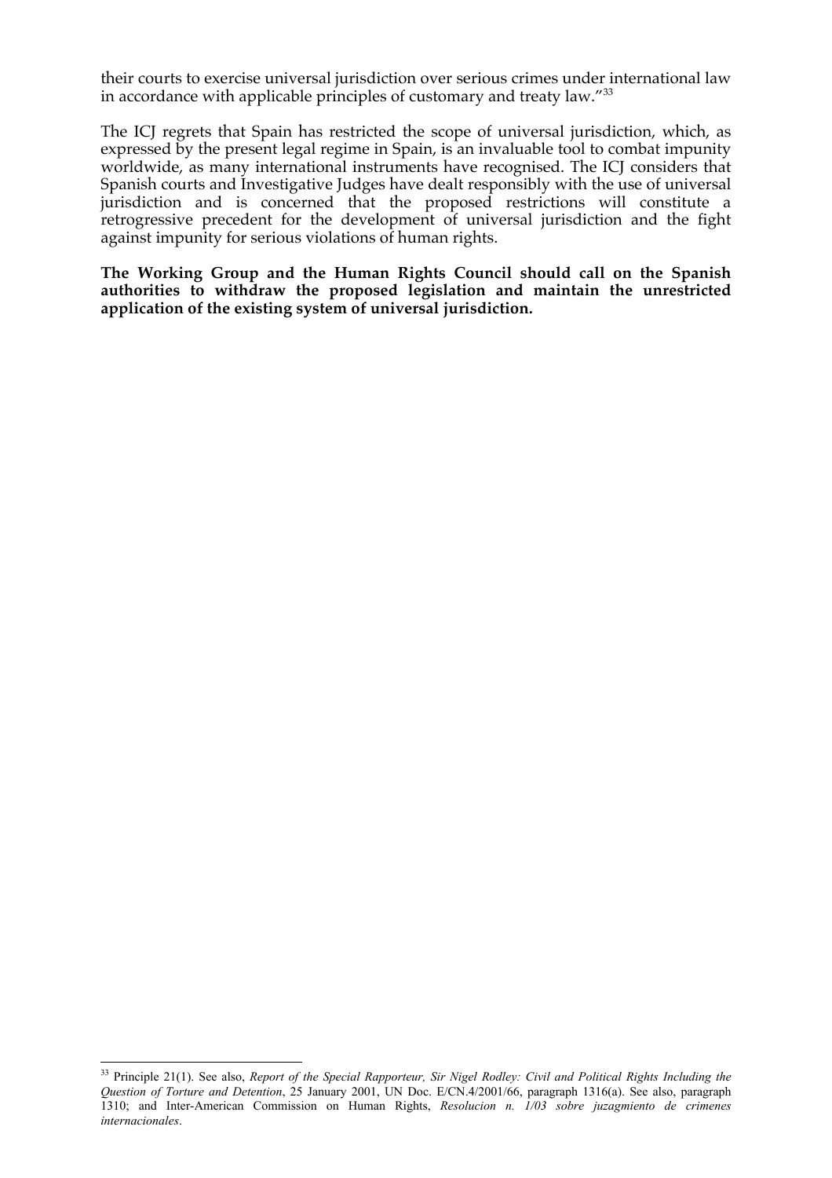their courts to exercise universal jurisdiction over serious crimes under international law in accordance with applicable principles of customary and treaty law."[33]

The ICJ regrets that Spain has restricted the scope of universal jurisdiction, which, as expressed by the present legal regime in Spain, is an invaluable tool to combat impunity worldwide, as many international instruments have recognised. The ICJ considers that Spanish courts and Investigative Judges have dealt responsibly with the use of universal jurisdiction and is concerned that the proposed restrictions will constitute a retrogressive precedent for the development of universal jurisdiction and the fight against impunity for serious violations of human rights.

**The Working Group and the Human Rights Council should call on the Spanish authorities to withdraw the proposed legislation and maintain the unrestricted application of the existing system of universal jurisdiction.**

---

[33] Principle 21(1). See also, *Report of the Special Rapporteur, Sir Nigel Rodley: Civil and Political Rights Including the Question of Torture and Detention*, 25 January 2001, UN Doc. E/CN.4/2001/66, paragraph 1316(a). See also, paragraph 1310; and Inter-American Commission on Human Rights, *Resolucion n. 1/03 sobre juzagmiento de crimenes internacionales*.